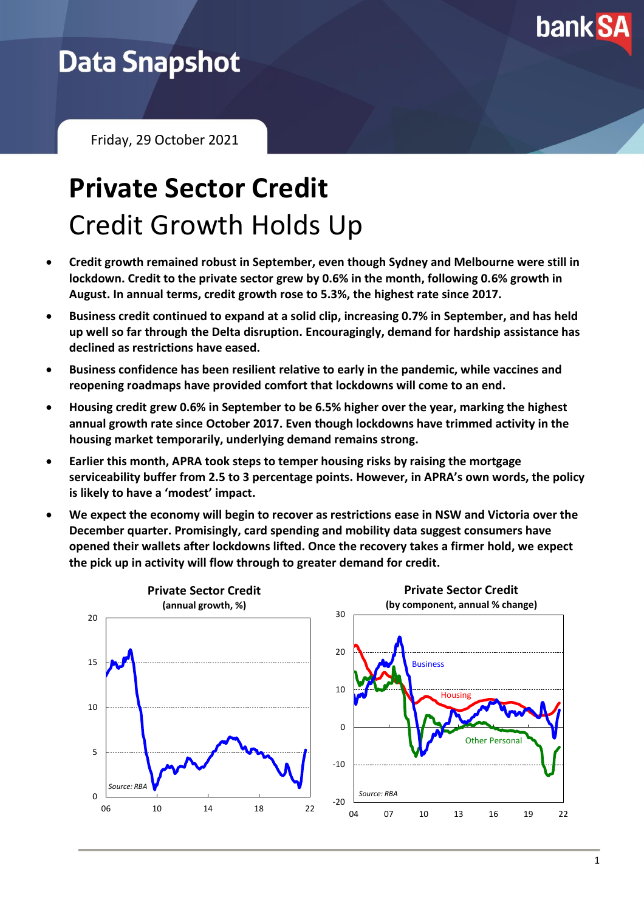# Data Snapshot

Friday, 29 October 2021

# Private Sector Credit

## Credit Growth Holds Up

- **Credit growth remained robust in September, even though Sydney and Melbourne were still in lockdown. Credit to the private sector grew by 0.6% in the month, following 0.6% growth in August. In annual terms, credit growth rose to 5.3%, the highest rate since 2017.**
- **Business credit continued to expand at a solid clip, increasing 0.7% in September, and has held up well so far through the Delta disruption. Encouragingly, demand for hardship assistance has declined as restrictions have eased.**
- **Business confidence has been resilient relative to early in the pandemic, while vaccines and reopening roadmaps have provided comfort that lockdowns will come to an end.**
- **Housing credit grew 0.6% in September to be 6.5% higher over the year, marking the highest annual growth rate since October 2017. Even though lockdowns have trimmed activity in the housing market temporarily, underlying demand remains strong.**
- **Earlier this month, APRA took steps to temper housing risks by raising the mortgage serviceability buffer from 2.5 to 3 percentage points. However, in APRA's own words, the policy is likely to have a 'modest' impact.**
- **We expect the economy will begin to recover as restrictions ease in NSW and Victoria over the December quarter. Promisingly, card spending and mobility data suggest consumers have opened their wallets after lockdowns lifted. Once the recovery takes a firmer hold, we expect the pick up in activity will flow through to greater demand for credit.**

**Private Sector Credit**
**(annual growth, %)**

20
15
10
5
0
06 10 14 18 22
*Source: RBA*

**Private Sector Credit**
**(by component, annual % change)**

30
20
10
0
-10
-20
04 07 10 13 16 19 22
Business
Housing
Other Personal
*Source: RBA*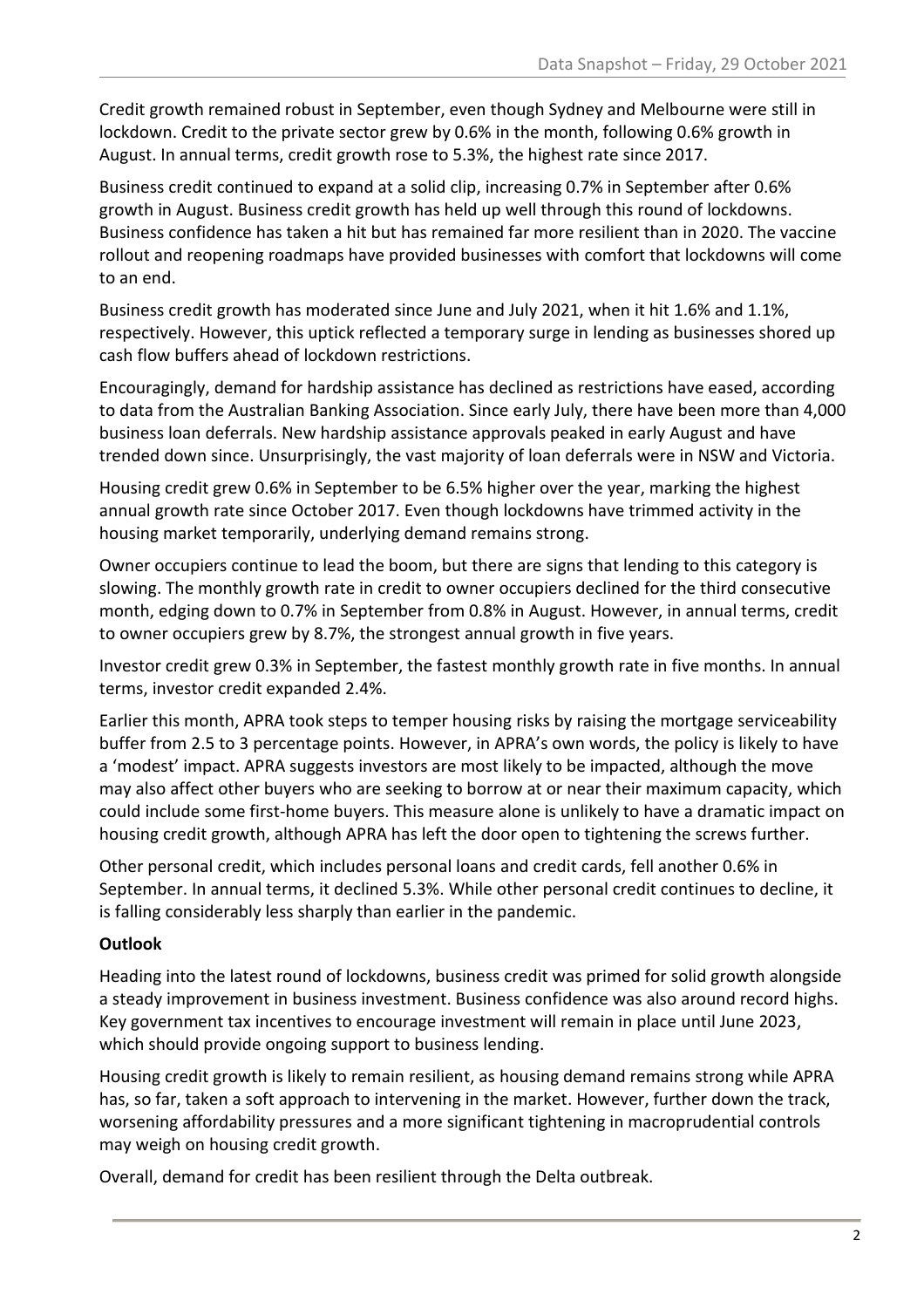Credit growth remained robust in September, even though Sydney and Melbourne were still in lockdown. Credit to the private sector grew by 0.6% in the month, following 0.6% growth in August. In annual terms, credit growth rose to 5.3%, the highest rate since 2017.

Business credit continued to expand at a solid clip, increasing 0.7% in September after 0.6% growth in August. Business credit growth has held up well through this round of lockdowns. Business confidence has taken a hit but has remained far more resilient than in 2020. The vaccine rollout and reopening roadmaps have provided businesses with comfort that lockdowns will come to an end.

Business credit growth has moderated since June and July 2021, when it hit 1.6% and 1.1%, respectively. However, this uptick reflected a temporary surge in lending as businesses shored up cash flow buffers ahead of lockdown restrictions.

Encouragingly, demand for hardship assistance has declined as restrictions have eased, according to data from the Australian Banking Association. Since early July, there have been more than 4,000 business loan deferrals. New hardship assistance approvals peaked in early August and have trended down since. Unsurprisingly, the vast majority of loan deferrals were in NSW and Victoria.

Housing credit grew 0.6% in September to be 6.5% higher over the year, marking the highest annual growth rate since October 2017. Even though lockdowns have trimmed activity in the housing market temporarily, underlying demand remains strong.

Owner occupiers continue to lead the boom, but there are signs that lending to this category is slowing. The monthly growth rate in credit to owner occupiers declined for the third consecutive month, edging down to 0.7% in September from 0.8% in August. However, in annual terms, credit to owner occupiers grew by 8.7%, the strongest annual growth in five years.

Investor credit grew 0.3% in September, the fastest monthly growth rate in five months. In annual terms, investor credit expanded 2.4%.

Earlier this month, APRA took steps to temper housing risks by raising the mortgage serviceability buffer from 2.5 to 3 percentage points. However, in APRA's own words, the policy is likely to have a 'modest' impact. APRA suggests investors are most likely to be impacted, although the move may also affect other buyers who are seeking to borrow at or near their maximum capacity, which could include some first-home buyers. This measure alone is unlikely to have a dramatic impact on housing credit growth, although APRA has left the door open to tightening the screws further.

Other personal credit, which includes personal loans and credit cards, fell another 0.6% in September. In annual terms, it declined 5.3%. While other personal credit continues to decline, it is falling considerably less sharply than earlier in the pandemic.

**Outlook**

Heading into the latest round of lockdowns, business credit was primed for solid growth alongside a steady improvement in business investment. Business confidence was also around record highs. Key government tax incentives to encourage investment will remain in place until June 2023, which should provide ongoing support to business lending.

Housing credit growth is likely to remain resilient, as housing demand remains strong while APRA has, so far, taken a soft approach to intervening in the market. However, further down the track, worsening affordability pressures and a more significant tightening in macroprudential controls may weigh on housing credit growth.

Overall, demand for credit has been resilient through the Delta outbreak.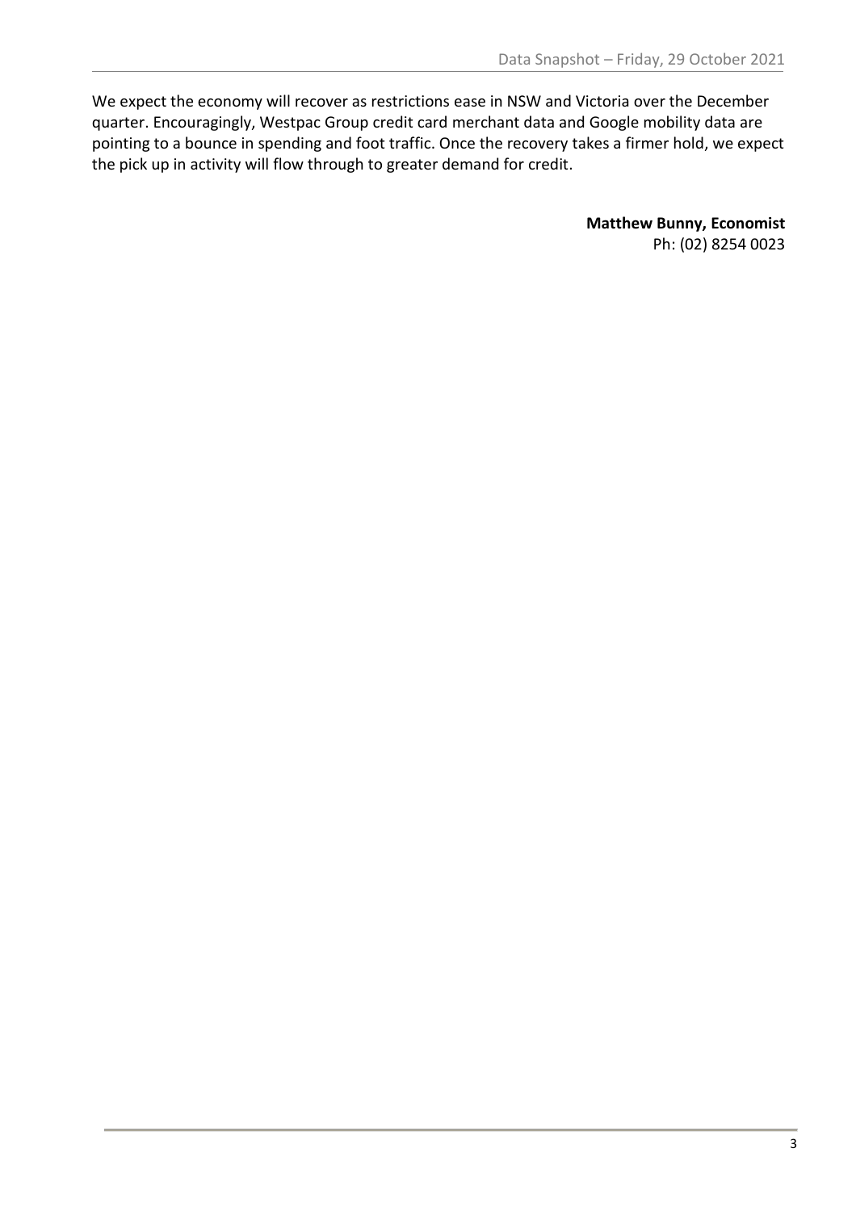We expect the economy will recover as restrictions ease in NSW and Victoria over the December quarter. Encouragingly, Westpac Group credit card merchant data and Google mobility data are pointing to a bounce in spending and foot traffic. Once the recovery takes a firmer hold, we expect the pick up in activity will flow through to greater demand for credit.

**Matthew Bunny, Economist**
Ph: (02) 8254 0023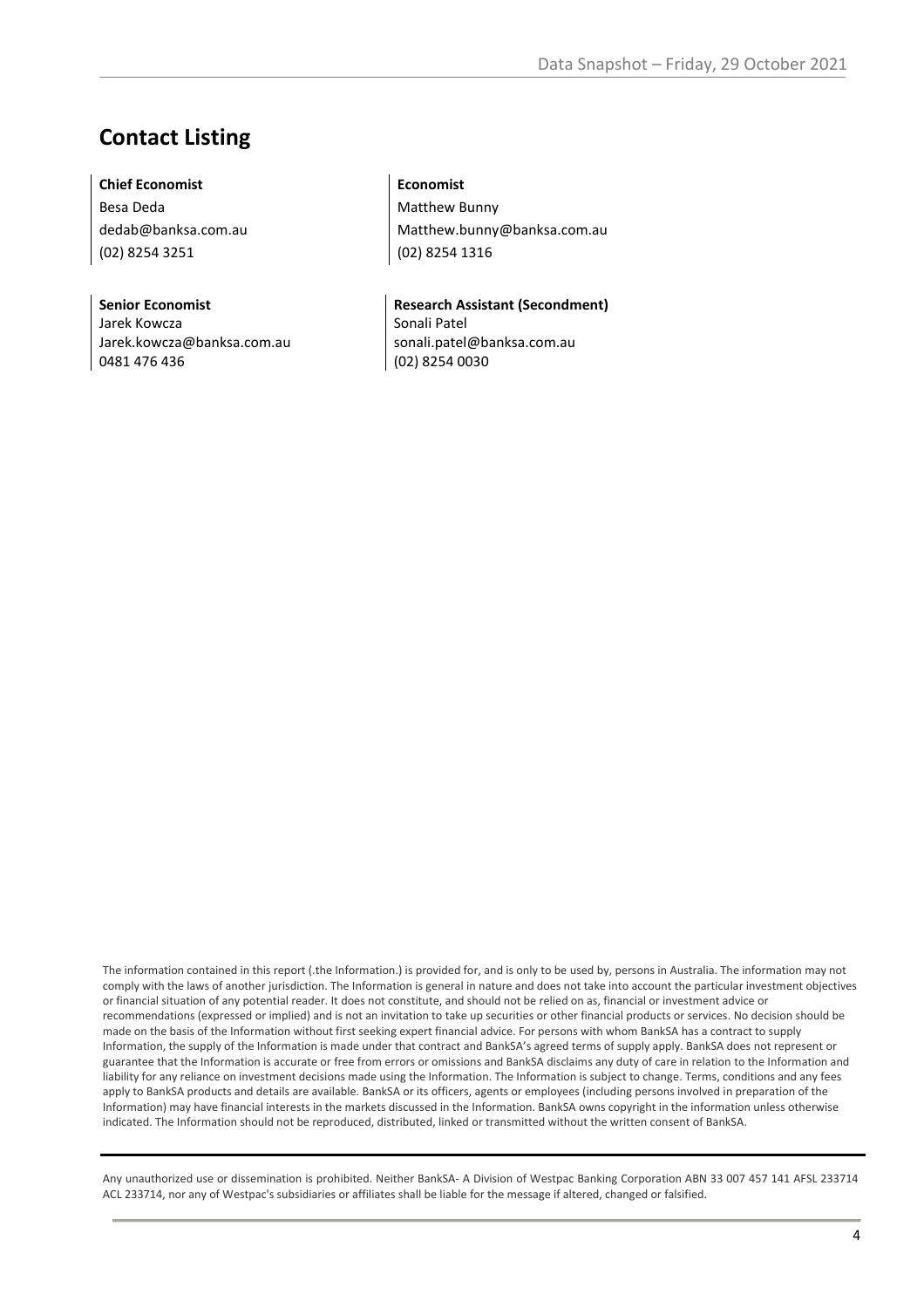## Contact Listing

**Chief Economist**
Besa Deda
dedab@banksa.com.au
(02) 8254 3251

**Economist**
Matthew Bunny
Matthew.bunny@banksa.com.au
(02) 8254 1316

**Senior Economist**
Jarek Kowcza
Jarek.kowcza@banksa.com.au
0481 476 436

**Research Assistant (Secondment)**
Sonali Patel
sonali.patel@banksa.com.au
(02) 8254 0030

The information contained in this report (.the Information.) is provided for, and is only to be used by, persons in Australia. The information may not comply with the laws of another jurisdiction. The Information is general in nature and does not take into account the particular investment objectives or financial situation of any potential reader. It does not constitute, and should not be relied on as, financial or investment advice or recommendations (expressed or implied) and is not an invitation to take up securities or other financial products or services. No decision should be made on the basis of the Information without first seeking expert financial advice. For persons with whom BankSA has a contract to supply Information, the supply of the Information is made under that contract and BankSA's agreed terms of supply apply. BankSA does not represent or guarantee that the Information is accurate or free from errors or omissions and BankSA disclaims any duty of care in relation to the Information and liability for any reliance on investment decisions made using the Information. The Information is subject to change. Terms, conditions and any fees apply to BankSA products and details are available. BankSA or its officers, agents or employees (including persons involved in preparation of the Information) may have financial interests in the markets discussed in the Information. BankSA owns copyright in the information unless otherwise indicated. The Information should not be reproduced, distributed, linked or transmitted without the written consent of BankSA.

Any unauthorized use or dissemination is prohibited. Neither BankSA- A Division of Westpac Banking Corporation ABN 33 007 457 141 AFSL 233714 ACL 233714, nor any of Westpac's subsidiaries or affiliates shall be liable for the message if altered, changed or falsified.